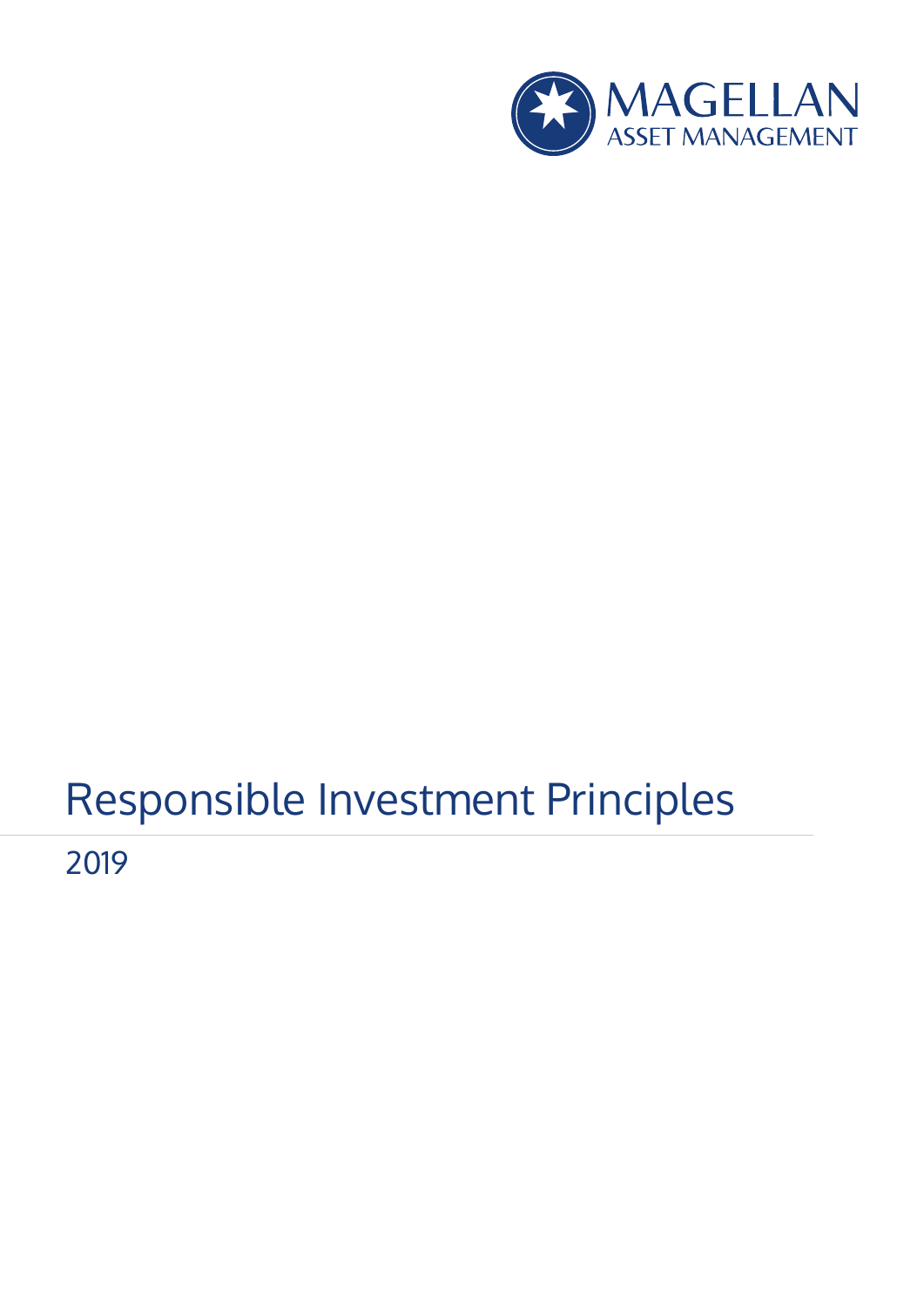MAGELLAN
ASSET MANAGEMENT

# Responsible Investment Principles

2019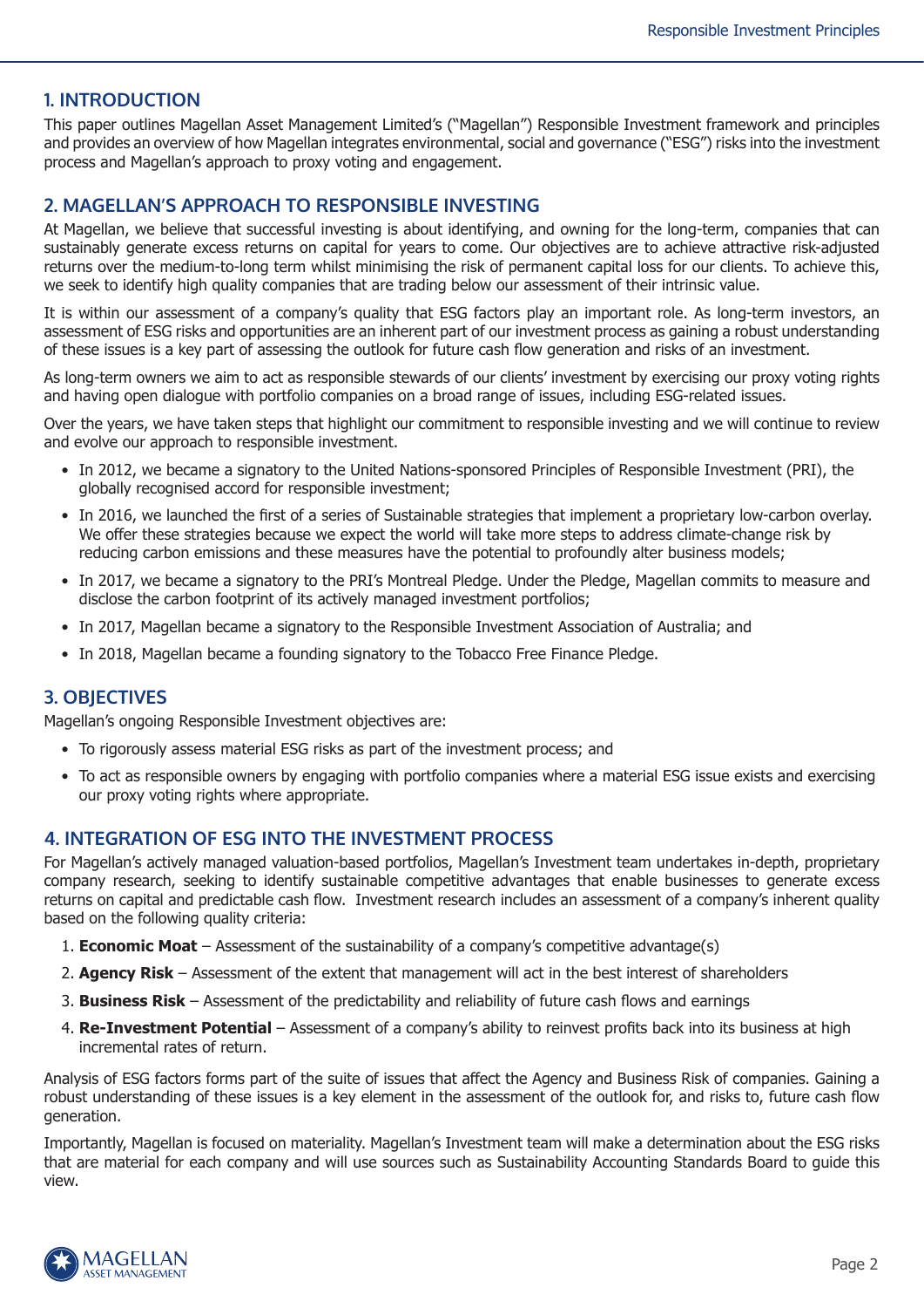## 1. INTRODUCTION

This paper outlines Magellan Asset Management Limited's ("Magellan") Responsible Investment framework and principles and provides an overview of how Magellan integrates environmental, social and governance ("ESG") risks into the investment process and Magellan's approach to proxy voting and engagement.

## 2. MAGELLAN'S APPROACH TO RESPONSIBLE INVESTING

At Magellan, we believe that successful investing is about identifying, and owning for the long-term, companies that can sustainably generate excess returns on capital for years to come. Our objectives are to achieve attractive risk-adjusted returns over the medium-to-long term whilst minimising the risk of permanent capital loss for our clients. To achieve this, we seek to identify high quality companies that are trading below our assessment of their intrinsic value.

It is within our assessment of a company's quality that ESG factors play an important role. As long-term investors, an assessment of ESG risks and opportunities are an inherent part of our investment process as gaining a robust understanding of these issues is a key part of assessing the outlook for future cash flow generation and risks of an investment.

As long-term owners we aim to act as responsible stewards of our clients' investment by exercising our proxy voting rights and having open dialogue with portfolio companies on a broad range of issues, including ESG-related issues.

Over the years, we have taken steps that highlight our commitment to responsible investing and we will continue to review and evolve our approach to responsible investment.

- In 2012, we became a signatory to the United Nations-sponsored Principles of Responsible Investment (PRI), the globally recognised accord for responsible investment;
- In 2016, we launched the first of a series of Sustainable strategies that implement a proprietary low-carbon overlay. We offer these strategies because we expect the world will take more steps to address climate-change risk by reducing carbon emissions and these measures have the potential to profoundly alter business models;
- In 2017, we became a signatory to the PRI's Montreal Pledge. Under the Pledge, Magellan commits to measure and disclose the carbon footprint of its actively managed investment portfolios;
- In 2017, Magellan became a signatory to the Responsible Investment Association of Australia; and
- In 2018, Magellan became a founding signatory to the Tobacco Free Finance Pledge.

## 3. OBJECTIVES

Magellan's ongoing Responsible Investment objectives are:

- To rigorously assess material ESG risks as part of the investment process; and
- To act as responsible owners by engaging with portfolio companies where a material ESG issue exists and exercising our proxy voting rights where appropriate.

## 4. INTEGRATION OF ESG INTO THE INVESTMENT PROCESS

For Magellan's actively managed valuation-based portfolios, Magellan's Investment team undertakes in-depth, proprietary company research, seeking to identify sustainable competitive advantages that enable businesses to generate excess returns on capital and predictable cash flow. Investment research includes an assessment of a company's inherent quality based on the following quality criteria:

1. **Economic Moat** – Assessment of the sustainability of a company's competitive advantage(s)
2. **Agency Risk** – Assessment of the extent that management will act in the best interest of shareholders
3. **Business Risk** – Assessment of the predictability and reliability of future cash flows and earnings
4. **Re-Investment Potential** – Assessment of a company's ability to reinvest profits back into its business at high incremental rates of return.

Analysis of ESG factors forms part of the suite of issues that affect the Agency and Business Risk of companies. Gaining a robust understanding of these issues is a key element in the assessment of the outlook for, and risks to, future cash flow generation.

Importantly, Magellan is focused on materiality. Magellan's Investment team will make a determination about the ESG risks that are material for each company and will use sources such as Sustainability Accounting Standards Board to guide this view.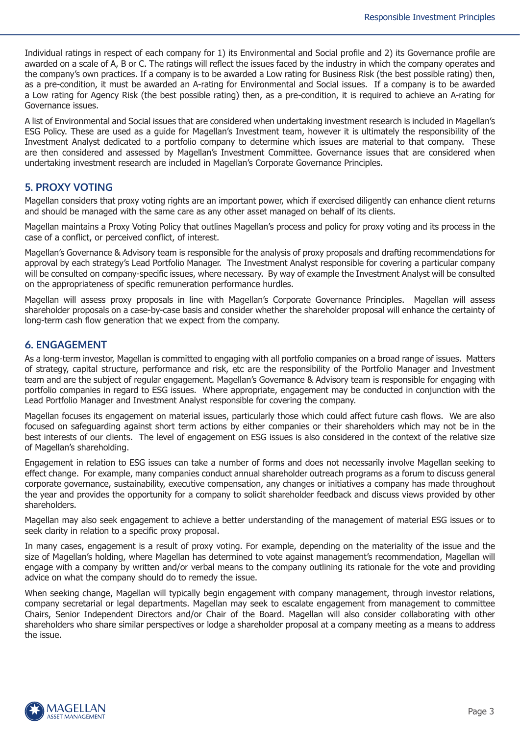Individual ratings in respect of each company for 1) its Environmental and Social profile and 2) its Governance profile are awarded on a scale of A, B or C. The ratings will reflect the issues faced by the industry in which the company operates and the company's own practices. If a company is to be awarded a Low rating for Business Risk (the best possible rating) then, as a pre-condition, it must be awarded an A-rating for Environmental and Social issues. If a company is to be awarded a Low rating for Agency Risk (the best possible rating) then, as a pre-condition, it is required to achieve an A-rating for Governance issues.

A list of Environmental and Social issues that are considered when undertaking investment research is included in Magellan's ESG Policy. These are used as a guide for Magellan's Investment team, however it is ultimately the responsibility of the Investment Analyst dedicated to a portfolio company to determine which issues are material to that company. These are then considered and assessed by Magellan's Investment Committee. Governance issues that are considered when undertaking investment research are included in Magellan's Corporate Governance Principles.

## 5. PROXY VOTING

Magellan considers that proxy voting rights are an important power, which if exercised diligently can enhance client returns and should be managed with the same care as any other asset managed on behalf of its clients.

Magellan maintains a Proxy Voting Policy that outlines Magellan's process and policy for proxy voting and its process in the case of a conflict, or perceived conflict, of interest.

Magellan's Governance & Advisory team is responsible for the analysis of proxy proposals and drafting recommendations for approval by each strategy's Lead Portfolio Manager. The Investment Analyst responsible for covering a particular company will be consulted on company-specific issues, where necessary. By way of example the Investment Analyst will be consulted on the appropriateness of specific remuneration performance hurdles.

Magellan will assess proxy proposals in line with Magellan's Corporate Governance Principles. Magellan will assess shareholder proposals on a case-by-case basis and consider whether the shareholder proposal will enhance the certainty of long-term cash flow generation that we expect from the company.

## 6. ENGAGEMENT

As a long-term investor, Magellan is committed to engaging with all portfolio companies on a broad range of issues. Matters of strategy, capital structure, performance and risk, etc are the responsibility of the Portfolio Manager and Investment team and are the subject of regular engagement. Magellan's Governance & Advisory team is responsible for engaging with portfolio companies in regard to ESG issues. Where appropriate, engagement may be conducted in conjunction with the Lead Portfolio Manager and Investment Analyst responsible for covering the company.

Magellan focuses its engagement on material issues, particularly those which could affect future cash flows. We are also focused on safeguarding against short term actions by either companies or their shareholders which may not be in the best interests of our clients. The level of engagement on ESG issues is also considered in the context of the relative size of Magellan's shareholding.

Engagement in relation to ESG issues can take a number of forms and does not necessarily involve Magellan seeking to effect change. For example, many companies conduct annual shareholder outreach programs as a forum to discuss general corporate governance, sustainability, executive compensation, any changes or initiatives a company has made throughout the year and provides the opportunity for a company to solicit shareholder feedback and discuss views provided by other shareholders.

Magellan may also seek engagement to achieve a better understanding of the management of material ESG issues or to seek clarity in relation to a specific proxy proposal.

In many cases, engagement is a result of proxy voting. For example, depending on the materiality of the issue and the size of Magellan's holding, where Magellan has determined to vote against management's recommendation, Magellan will engage with a company by written and/or verbal means to the company outlining its rationale for the vote and providing advice on what the company should do to remedy the issue.

When seeking change, Magellan will typically begin engagement with company management, through investor relations, company secretarial or legal departments. Magellan may seek to escalate engagement from management to committee Chairs, Senior Independent Directors and/or Chair of the Board. Magellan will also consider collaborating with other shareholders who share similar perspectives or lodge a shareholder proposal at a company meeting as a means to address the issue.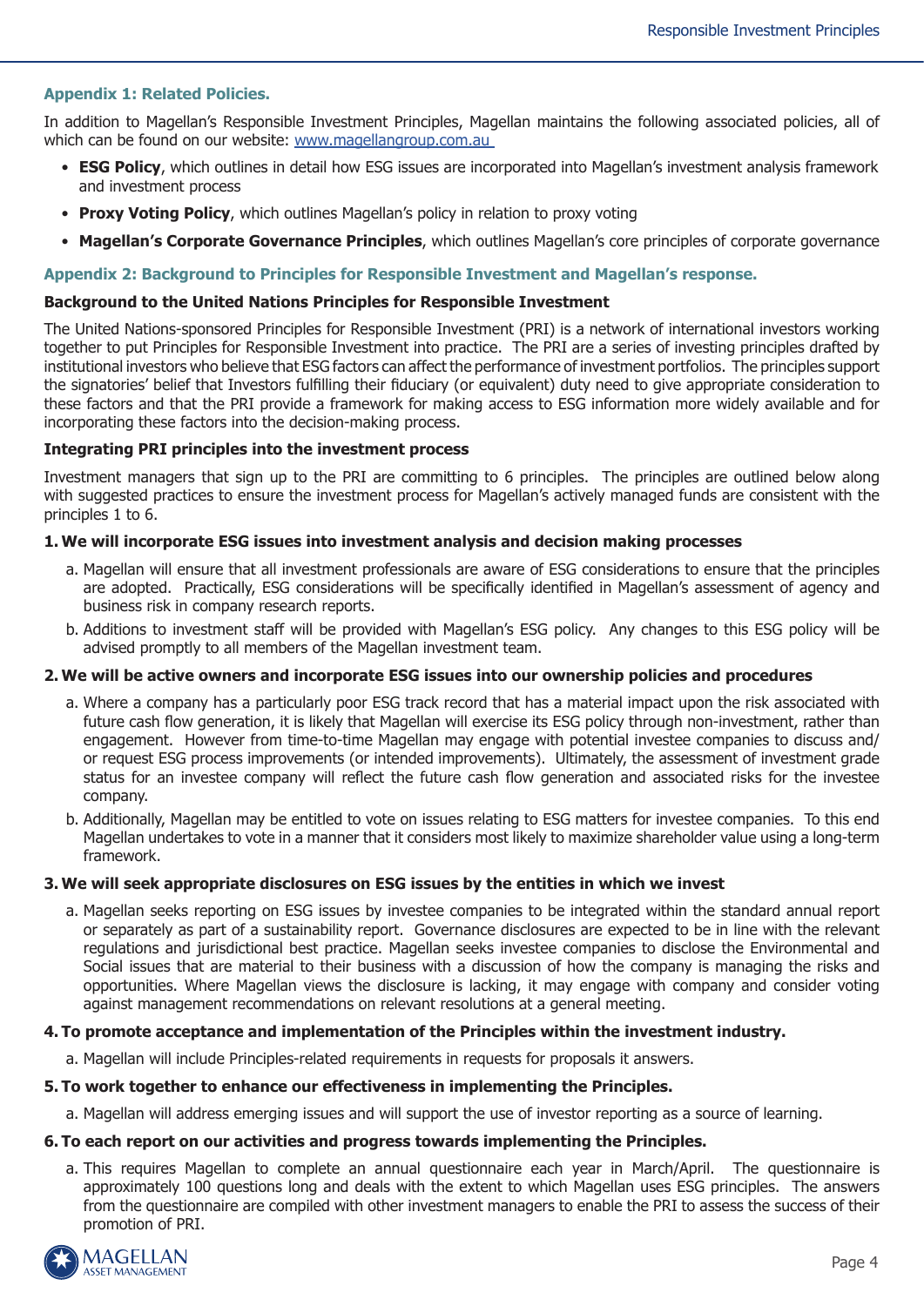## Appendix 1: Related Policies.

In addition to Magellan's Responsible Investment Principles, Magellan maintains the following associated policies, all of which can be found on our website: www.magellangroup.com.au

- **ESG Policy**, which outlines in detail how ESG issues are incorporated into Magellan's investment analysis framework and investment process
- **Proxy Voting Policy**, which outlines Magellan's policy in relation to proxy voting
- **Magellan's Corporate Governance Principles**, which outlines Magellan's core principles of corporate governance

## Appendix 2: Background to Principles for Responsible Investment and Magellan's response.

### Background to the United Nations Principles for Responsible Investment

The United Nations-sponsored Principles for Responsible Investment (PRI) is a network of international investors working together to put Principles for Responsible Investment into practice. The PRI are a series of investing principles drafted by institutional investors who believe that ESG factors can affect the performance of investment portfolios. The principles support the signatories' belief that Investors fulfilling their fiduciary (or equivalent) duty need to give appropriate consideration to these factors and that the PRI provide a framework for making access to ESG information more widely available and for incorporating these factors into the decision-making process.

### Integrating PRI principles into the investment process

Investment managers that sign up to the PRI are committing to 6 principles. The principles are outlined below along with suggested practices to ensure the investment process for Magellan's actively managed funds are consistent with the principles 1 to 6.

**1. We will incorporate ESG issues into investment analysis and decision making processes**

a. Magellan will ensure that all investment professionals are aware of ESG considerations to ensure that the principles are adopted. Practically, ESG considerations will be specifically identified in Magellan's assessment of agency and business risk in company research reports.

b. Additions to investment staff will be provided with Magellan's ESG policy. Any changes to this ESG policy will be advised promptly to all members of the Magellan investment team.

**2. We will be active owners and incorporate ESG issues into our ownership policies and procedures**

a. Where a company has a particularly poor ESG track record that has a material impact upon the risk associated with future cash flow generation, it is likely that Magellan will exercise its ESG policy through non-investment, rather than engagement. However from time-to-time Magellan may engage with potential investee companies to discuss and/or request ESG process improvements (or intended improvements). Ultimately, the assessment of investment grade status for an investee company will reflect the future cash flow generation and associated risks for the investee company.

b. Additionally, Magellan may be entitled to vote on issues relating to ESG matters for investee companies. To this end Magellan undertakes to vote in a manner that it considers most likely to maximize shareholder value using a long-term framework.

**3. We will seek appropriate disclosures on ESG issues by the entities in which we invest**

a. Magellan seeks reporting on ESG issues by investee companies to be integrated within the standard annual report or separately as part of a sustainability report. Governance disclosures are expected to be in line with the relevant regulations and jurisdictional best practice. Magellan seeks investee companies to disclose the Environmental and Social issues that are material to their business with a discussion of how the company is managing the risks and opportunities. Where Magellan views the disclosure is lacking, it may engage with company and consider voting against management recommendations on relevant resolutions at a general meeting.

**4. To promote acceptance and implementation of the Principles within the investment industry.**

a. Magellan will include Principles-related requirements in requests for proposals it answers.

**5. To work together to enhance our effectiveness in implementing the Principles.**

a. Magellan will address emerging issues and will support the use of investor reporting as a source of learning.

**6. To each report on our activities and progress towards implementing the Principles.**

a. This requires Magellan to complete an annual questionnaire each year in March/April. The questionnaire is approximately 100 questions long and deals with the extent to which Magellan uses ESG principles. The answers from the questionnaire are compiled with other investment managers to enable the PRI to assess the success of their promotion of PRI.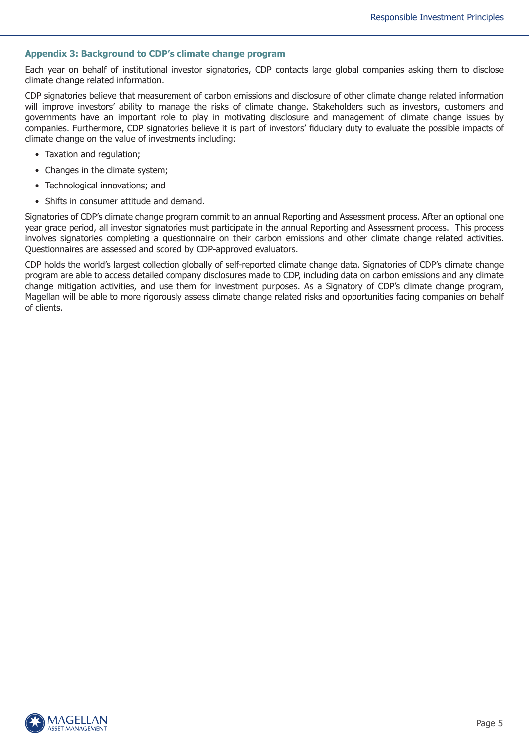### Appendix 3: Background to CDP's climate change program

Each year on behalf of institutional investor signatories, CDP contacts large global companies asking them to disclose climate change related information.

CDP signatories believe that measurement of carbon emissions and disclosure of other climate change related information will improve investors' ability to manage the risks of climate change. Stakeholders such as investors, customers and governments have an important role to play in motivating disclosure and management of climate change issues by companies. Furthermore, CDP signatories believe it is part of investors' fiduciary duty to evaluate the possible impacts of climate change on the value of investments including:

- Taxation and regulation;
- Changes in the climate system;
- Technological innovations; and
- Shifts in consumer attitude and demand.

Signatories of CDP's climate change program commit to an annual Reporting and Assessment process. After an optional one year grace period, all investor signatories must participate in the annual Reporting and Assessment process. This process involves signatories completing a questionnaire on their carbon emissions and other climate change related activities. Questionnaires are assessed and scored by CDP-approved evaluators.

CDP holds the world's largest collection globally of self-reported climate change data. Signatories of CDP's climate change program are able to access detailed company disclosures made to CDP, including data on carbon emissions and any climate change mitigation activities, and use them for investment purposes. As a Signatory of CDP's climate change program, Magellan will be able to more rigorously assess climate change related risks and opportunities facing companies on behalf of clients.